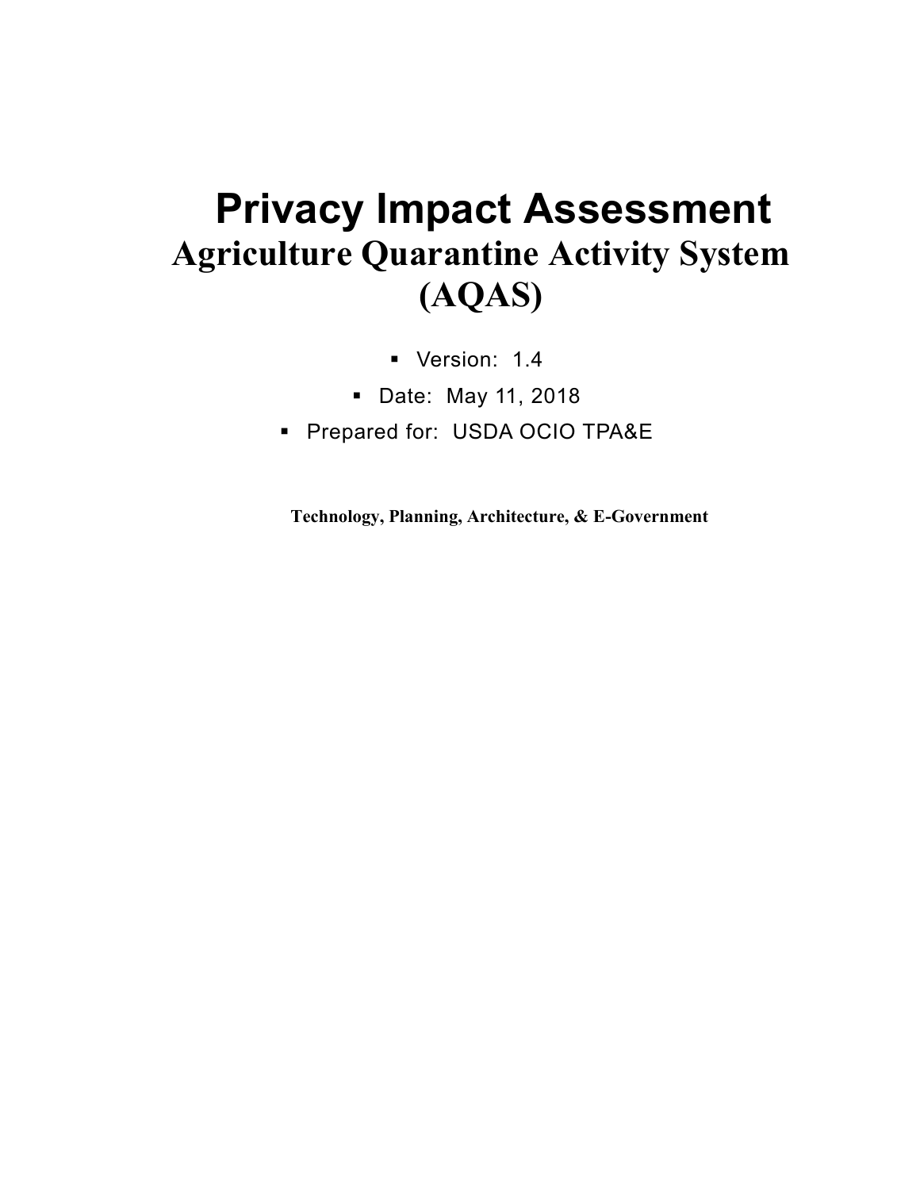# Privacy Impact Assessment

## Agriculture Quarantine Activity System (AQAS)

- Version: 1.4
- Date: May 11, 2018
- Prepared for: USDA OCIO TPA&E

**Technology, Planning, Architecture, & E-Government**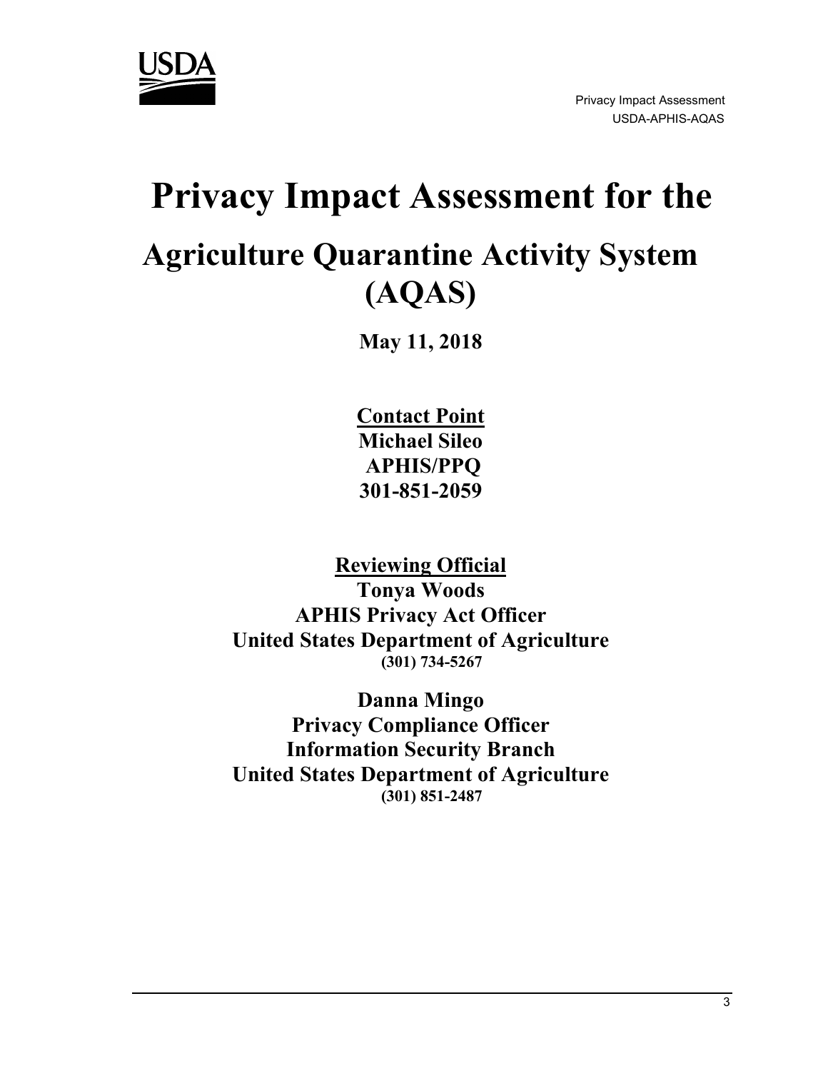# Privacy Impact Assessment for the

# Agriculture Quarantine Activity System (AQAS)

**May 11, 2018**

**Contact Point**
**Michael Sileo**
**APHIS/PPQ**
**301-851-2059**

**Reviewing Official**
**Tonya Woods**
**APHIS Privacy Act Officer**
**United States Department of Agriculture**
**(301) 734-5267**

**Danna Mingo**
**Privacy Compliance Officer**
**Information Security Branch**
**United States Department of Agriculture**
**(301) 851-2487**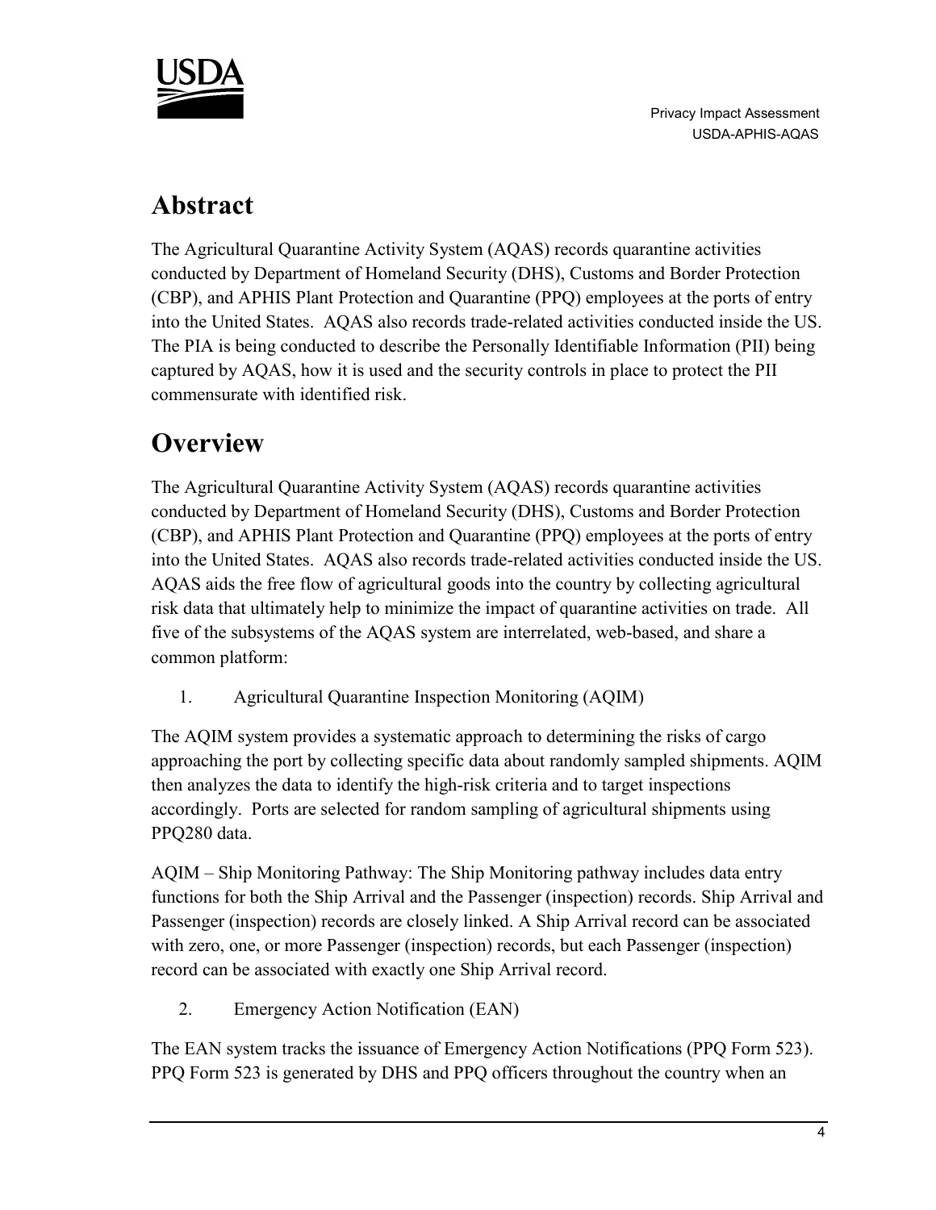# Abstract

The Agricultural Quarantine Activity System (AQAS) records quarantine activities conducted by Department of Homeland Security (DHS), Customs and Border Protection (CBP), and APHIS Plant Protection and Quarantine (PPQ) employees at the ports of entry into the United States. AQAS also records trade-related activities conducted inside the US. The PIA is being conducted to describe the Personally Identifiable Information (PII) being captured by AQAS, how it is used and the security controls in place to protect the PII commensurate with identified risk.

# Overview

The Agricultural Quarantine Activity System (AQAS) records quarantine activities conducted by Department of Homeland Security (DHS), Customs and Border Protection (CBP), and APHIS Plant Protection and Quarantine (PPQ) employees at the ports of entry into the United States. AQAS also records trade-related activities conducted inside the US. AQAS aids the free flow of agricultural goods into the country by collecting agricultural risk data that ultimately help to minimize the impact of quarantine activities on trade. All five of the subsystems of the AQAS system are interrelated, web-based, and share a common platform:

1. Agricultural Quarantine Inspection Monitoring (AQIM)

The AQIM system provides a systematic approach to determining the risks of cargo approaching the port by collecting specific data about randomly sampled shipments. AQIM then analyzes the data to identify the high-risk criteria and to target inspections accordingly. Ports are selected for random sampling of agricultural shipments using PPQ280 data.

AQIM – Ship Monitoring Pathway: The Ship Monitoring pathway includes data entry functions for both the Ship Arrival and the Passenger (inspection) records. Ship Arrival and Passenger (inspection) records are closely linked. A Ship Arrival record can be associated with zero, one, or more Passenger (inspection) records, but each Passenger (inspection) record can be associated with exactly one Ship Arrival record.

2. Emergency Action Notification (EAN)

The EAN system tracks the issuance of Emergency Action Notifications (PPQ Form 523). PPQ Form 523 is generated by DHS and PPQ officers throughout the country when an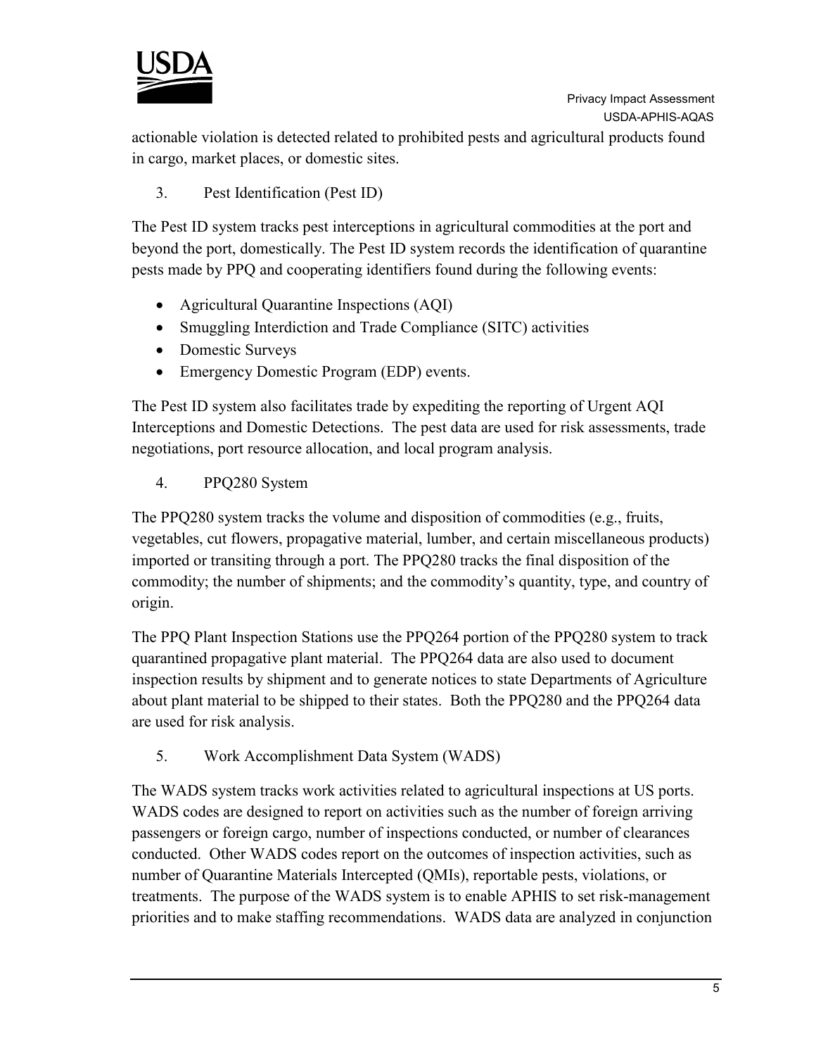actionable violation is detected related to prohibited pests and agricultural products found in cargo, market places, or domestic sites.

3. Pest Identification (Pest ID)

The Pest ID system tracks pest interceptions in agricultural commodities at the port and beyond the port, domestically. The Pest ID system records the identification of quarantine pests made by PPQ and cooperating identifiers found during the following events:

- Agricultural Quarantine Inspections (AQI)
- Smuggling Interdiction and Trade Compliance (SITC) activities
- Domestic Surveys
- Emergency Domestic Program (EDP) events.

The Pest ID system also facilitates trade by expediting the reporting of Urgent AQI Interceptions and Domestic Detections. The pest data are used for risk assessments, trade negotiations, port resource allocation, and local program analysis.

4. PPQ280 System

The PPQ280 system tracks the volume and disposition of commodities (e.g., fruits, vegetables, cut flowers, propagative material, lumber, and certain miscellaneous products) imported or transiting through a port. The PPQ280 tracks the final disposition of the commodity; the number of shipments; and the commodity's quantity, type, and country of origin.

The PPQ Plant Inspection Stations use the PPQ264 portion of the PPQ280 system to track quarantined propagative plant material. The PPQ264 data are also used to document inspection results by shipment and to generate notices to state Departments of Agriculture about plant material to be shipped to their states. Both the PPQ280 and the PPQ264 data are used for risk analysis.

5. Work Accomplishment Data System (WADS)

The WADS system tracks work activities related to agricultural inspections at US ports. WADS codes are designed to report on activities such as the number of foreign arriving passengers or foreign cargo, number of inspections conducted, or number of clearances conducted. Other WADS codes report on the outcomes of inspection activities, such as number of Quarantine Materials Intercepted (QMIs), reportable pests, violations, or treatments. The purpose of the WADS system is to enable APHIS to set risk-management priorities and to make staffing recommendations. WADS data are analyzed in conjunction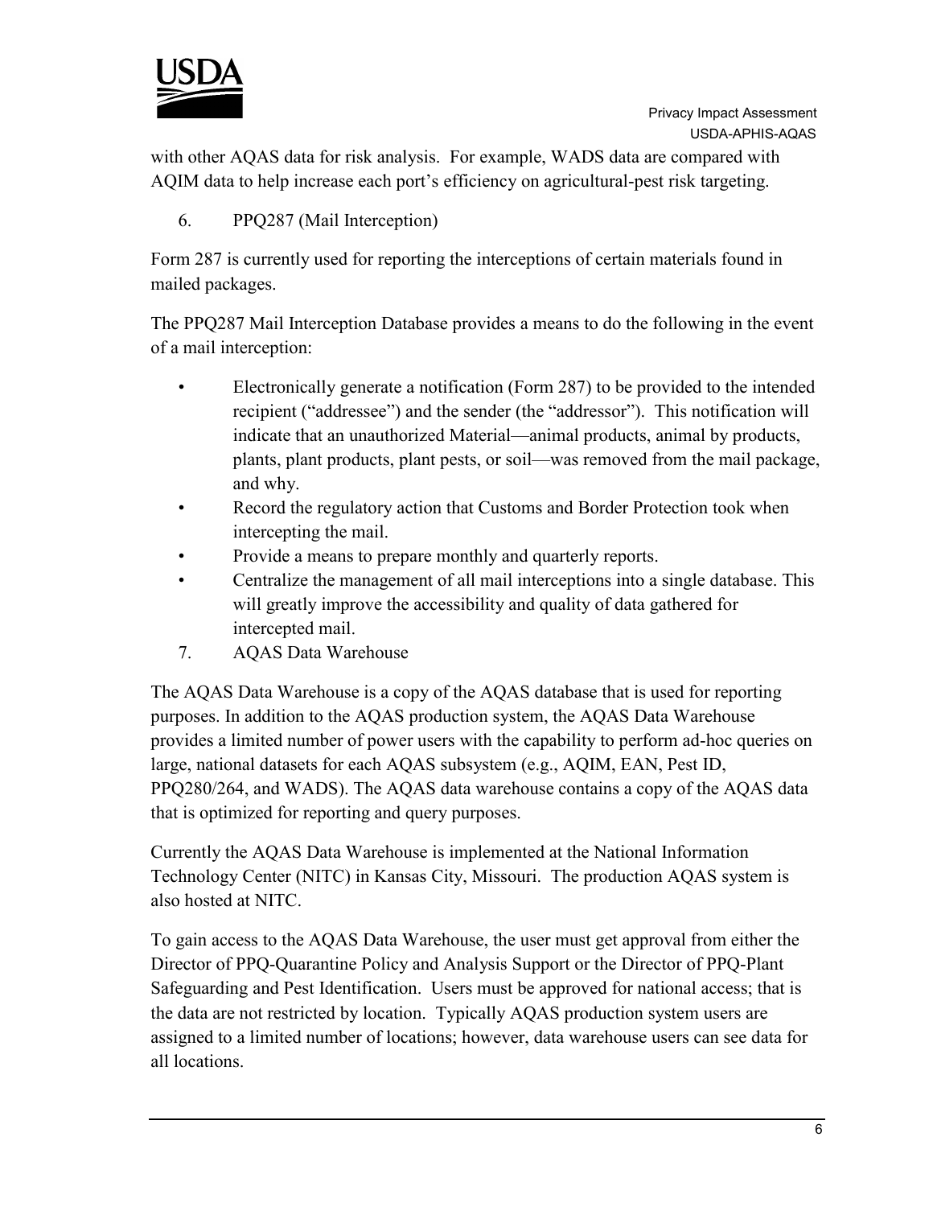with other AQAS data for risk analysis. For example, WADS data are compared with AQIM data to help increase each port's efficiency on agricultural-pest risk targeting.

6. PPQ287 (Mail Interception)

Form 287 is currently used for reporting the interceptions of certain materials found in mailed packages.

The PPQ287 Mail Interception Database provides a means to do the following in the event of a mail interception:

- Electronically generate a notification (Form 287) to be provided to the intended recipient ("addressee") and the sender (the "addressor"). This notification will indicate that an unauthorized Material—animal products, animal by products, plants, plant products, plant pests, or soil—was removed from the mail package, and why.
- Record the regulatory action that Customs and Border Protection took when intercepting the mail.
- Provide a means to prepare monthly and quarterly reports.
- Centralize the management of all mail interceptions into a single database. This will greatly improve the accessibility and quality of data gathered for intercepted mail.

7. AQAS Data Warehouse

The AQAS Data Warehouse is a copy of the AQAS database that is used for reporting purposes. In addition to the AQAS production system, the AQAS Data Warehouse provides a limited number of power users with the capability to perform ad-hoc queries on large, national datasets for each AQAS subsystem (e.g., AQIM, EAN, Pest ID, PPQ280/264, and WADS). The AQAS data warehouse contains a copy of the AQAS data that is optimized for reporting and query purposes.

Currently the AQAS Data Warehouse is implemented at the National Information Technology Center (NITC) in Kansas City, Missouri. The production AQAS system is also hosted at NITC.

To gain access to the AQAS Data Warehouse, the user must get approval from either the Director of PPQ-Quarantine Policy and Analysis Support or the Director of PPQ-Plant Safeguarding and Pest Identification. Users must be approved for national access; that is the data are not restricted by location. Typically AQAS production system users are assigned to a limited number of locations; however, data warehouse users can see data for all locations.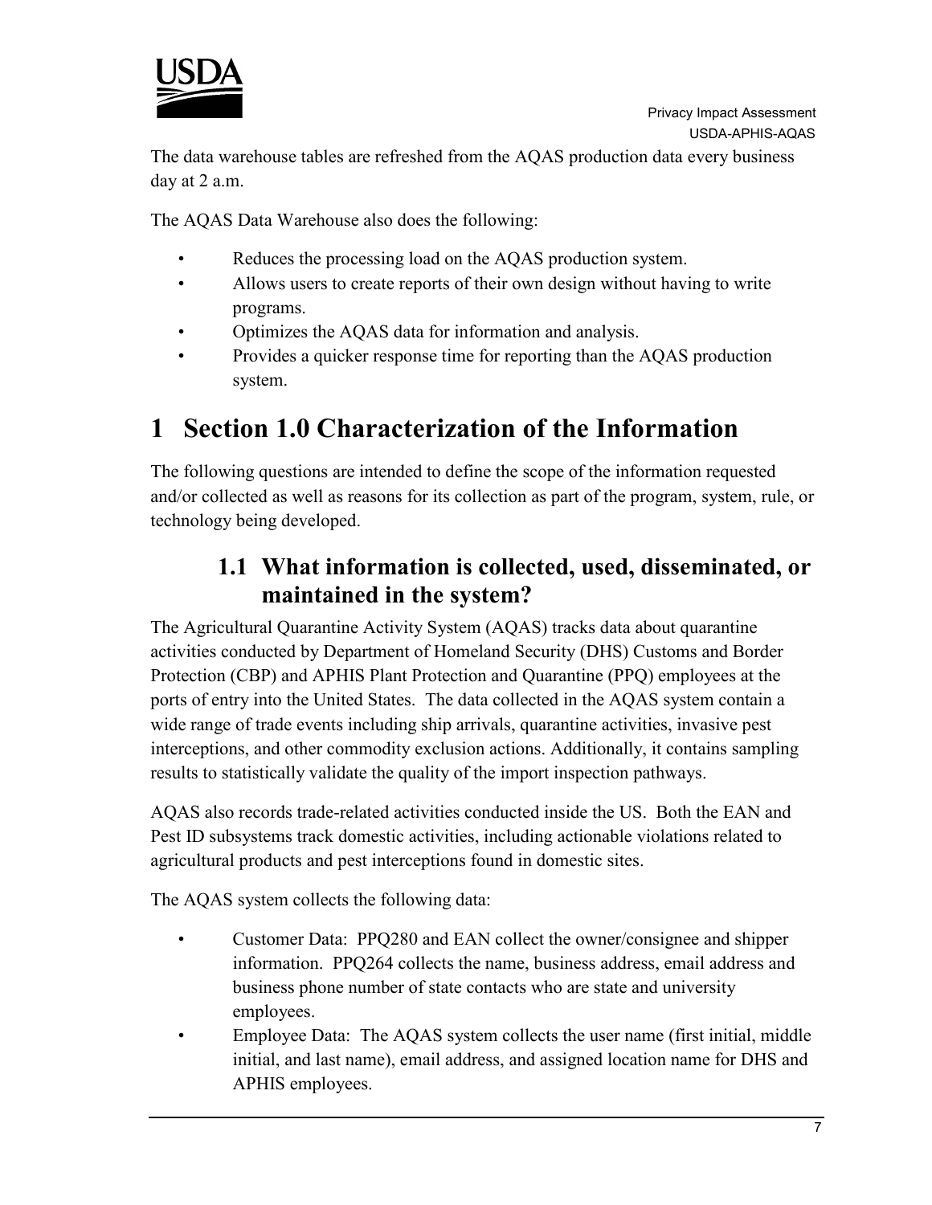The data warehouse tables are refreshed from the AQAS production data every business day at 2 a.m.

The AQAS Data Warehouse also does the following:

- Reduces the processing load on the AQAS production system.
- Allows users to create reports of their own design without having to write programs.
- Optimizes the AQAS data for information and analysis.
- Provides a quicker response time for reporting than the AQAS production system.

# 1 Section 1.0 Characterization of the Information

The following questions are intended to define the scope of the information requested and/or collected as well as reasons for its collection as part of the program, system, rule, or technology being developed.

## 1.1 What information is collected, used, disseminated, or maintained in the system?

The Agricultural Quarantine Activity System (AQAS) tracks data about quarantine activities conducted by Department of Homeland Security (DHS) Customs and Border Protection (CBP) and APHIS Plant Protection and Quarantine (PPQ) employees at the ports of entry into the United States. The data collected in the AQAS system contain a wide range of trade events including ship arrivals, quarantine activities, invasive pest interceptions, and other commodity exclusion actions. Additionally, it contains sampling results to statistically validate the quality of the import inspection pathways.

AQAS also records trade-related activities conducted inside the US. Both the EAN and Pest ID subsystems track domestic activities, including actionable violations related to agricultural products and pest interceptions found in domestic sites.

The AQAS system collects the following data:

- Customer Data: PPQ280 and EAN collect the owner/consignee and shipper information. PPQ264 collects the name, business address, email address and business phone number of state contacts who are state and university employees.
- Employee Data: The AQAS system collects the user name (first initial, middle initial, and last name), email address, and assigned location name for DHS and APHIS employees.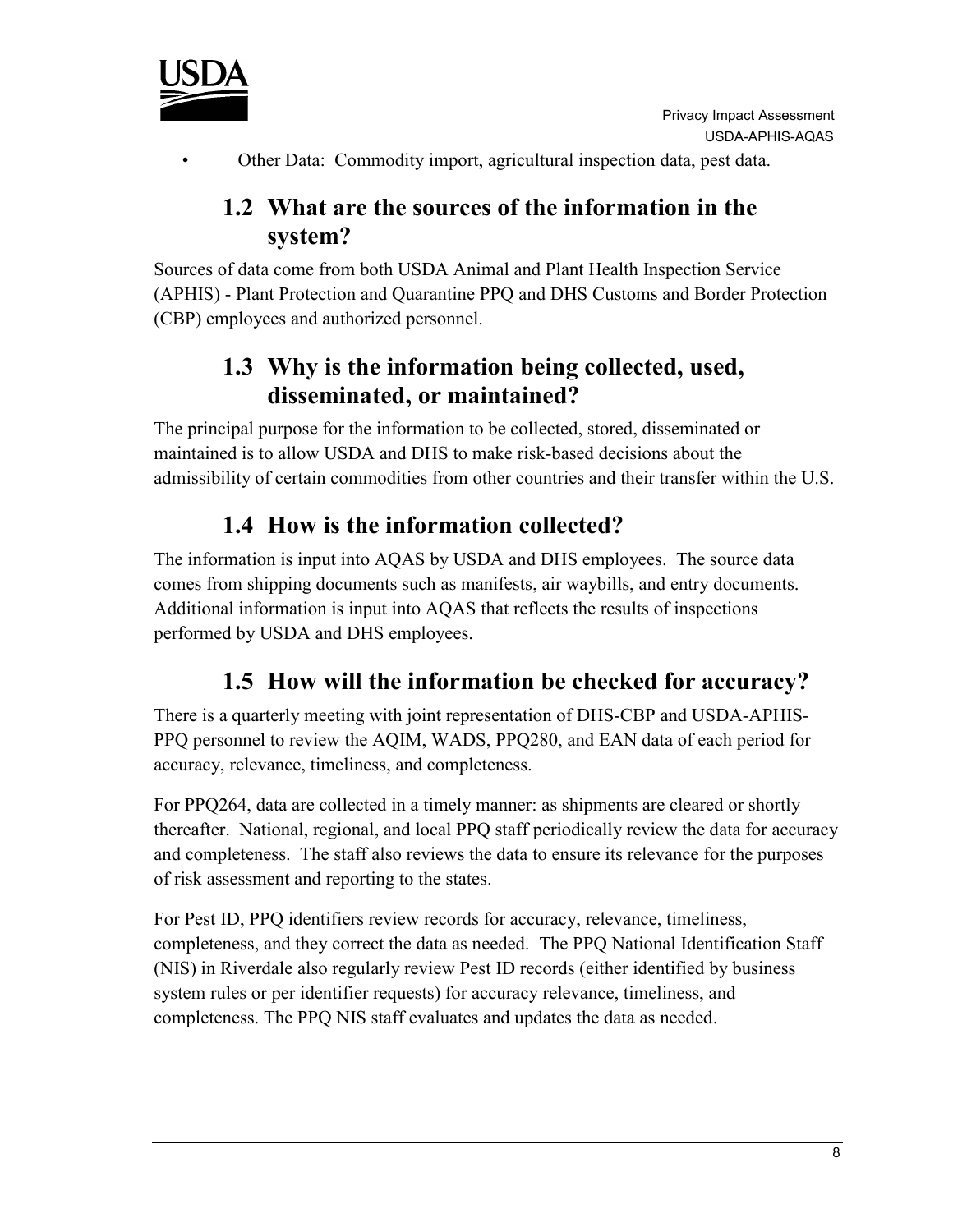- Other Data: Commodity import, agricultural inspection data, pest data.

## 1.2 What are the sources of the information in the system?

Sources of data come from both USDA Animal and Plant Health Inspection Service (APHIS) - Plant Protection and Quarantine PPQ and DHS Customs and Border Protection (CBP) employees and authorized personnel.

## 1.3 Why is the information being collected, used, disseminated, or maintained?

The principal purpose for the information to be collected, stored, disseminated or maintained is to allow USDA and DHS to make risk-based decisions about the admissibility of certain commodities from other countries and their transfer within the U.S.

## 1.4 How is the information collected?

The information is input into AQAS by USDA and DHS employees. The source data comes from shipping documents such as manifests, air waybills, and entry documents. Additional information is input into AQAS that reflects the results of inspections performed by USDA and DHS employees.

## 1.5 How will the information be checked for accuracy?

There is a quarterly meeting with joint representation of DHS-CBP and USDA-APHIS-PPQ personnel to review the AQIM, WADS, PPQ280, and EAN data of each period for accuracy, relevance, timeliness, and completeness.

For PPQ264, data are collected in a timely manner: as shipments are cleared or shortly thereafter. National, regional, and local PPQ staff periodically review the data for accuracy and completeness. The staff also reviews the data to ensure its relevance for the purposes of risk assessment and reporting to the states.

For Pest ID, PPQ identifiers review records for accuracy, relevance, timeliness, completeness, and they correct the data as needed. The PPQ National Identification Staff (NIS) in Riverdale also regularly review Pest ID records (either identified by business system rules or per identifier requests) for accuracy relevance, timeliness, and completeness. The PPQ NIS staff evaluates and updates the data as needed.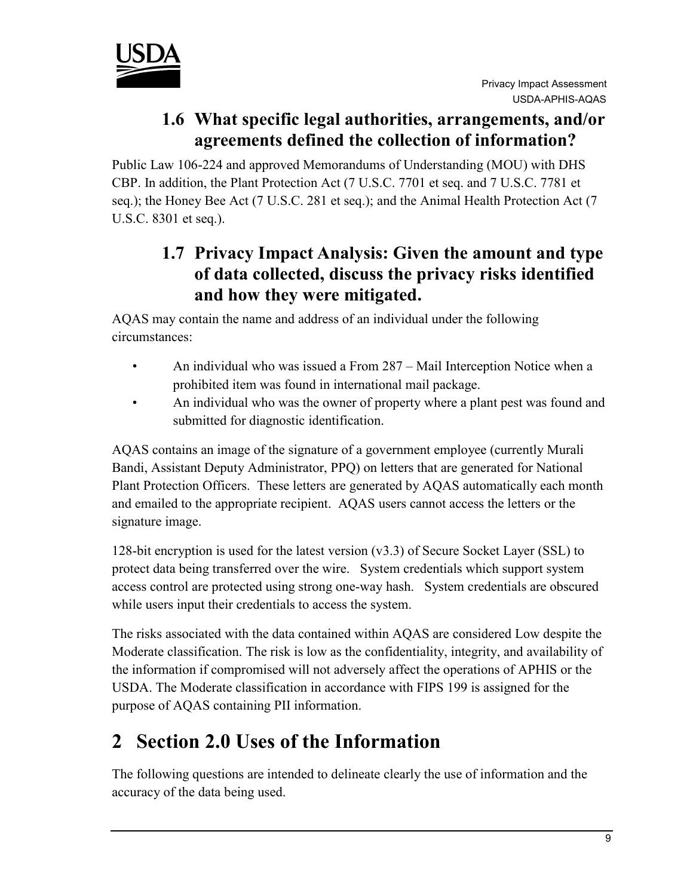### 1.6 What specific legal authorities, arrangements, and/or agreements defined the collection of information?

Public Law 106-224 and approved Memorandums of Understanding (MOU) with DHS CBP. In addition, the Plant Protection Act (7 U.S.C. 7701 et seq. and 7 U.S.C. 7781 et seq.); the Honey Bee Act (7 U.S.C. 281 et seq.); and the Animal Health Protection Act (7 U.S.C. 8301 et seq.).

### 1.7 Privacy Impact Analysis: Given the amount and type of data collected, discuss the privacy risks identified and how they were mitigated.

AQAS may contain the name and address of an individual under the following circumstances:

- An individual who was issued a From 287 – Mail Interception Notice when a prohibited item was found in international mail package.
- An individual who was the owner of property where a plant pest was found and submitted for diagnostic identification.

AQAS contains an image of the signature of a government employee (currently Murali Bandi, Assistant Deputy Administrator, PPQ) on letters that are generated for National Plant Protection Officers. These letters are generated by AQAS automatically each month and emailed to the appropriate recipient. AQAS users cannot access the letters or the signature image.

128-bit encryption is used for the latest version (v3.3) of Secure Socket Layer (SSL) to protect data being transferred over the wire. System credentials which support system access control are protected using strong one-way hash. System credentials are obscured while users input their credentials to access the system.

The risks associated with the data contained within AQAS are considered Low despite the Moderate classification. The risk is low as the confidentiality, integrity, and availability of the information if compromised will not adversely affect the operations of APHIS or the USDA. The Moderate classification in accordance with FIPS 199 is assigned for the purpose of AQAS containing PII information.

# 2 Section 2.0 Uses of the Information

The following questions are intended to delineate clearly the use of information and the accuracy of the data being used.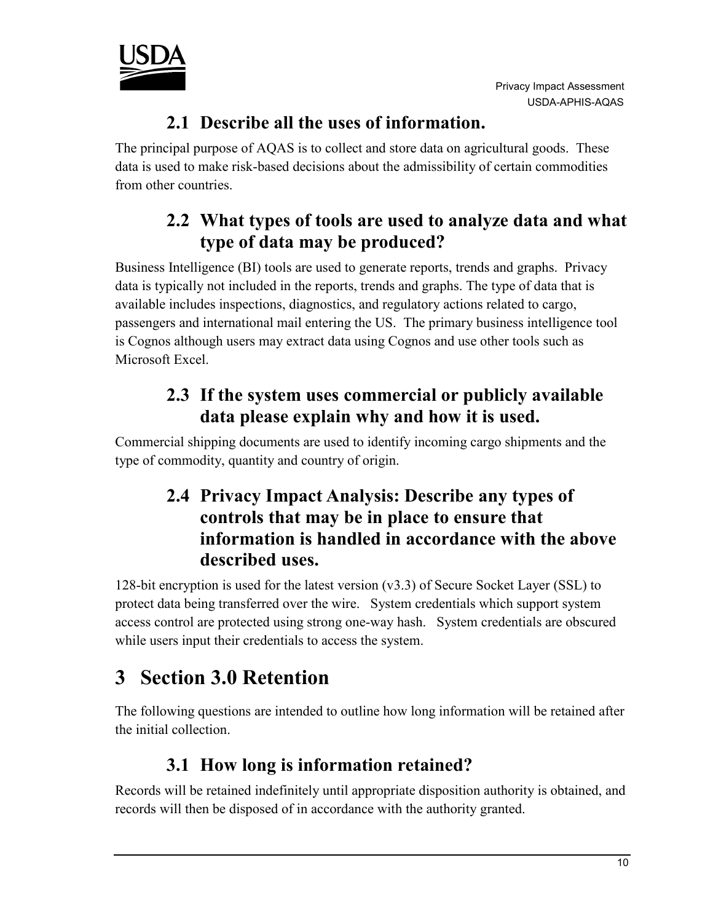### 2.1 Describe all the uses of information.

The principal purpose of AQAS is to collect and store data on agricultural goods. These data is used to make risk-based decisions about the admissibility of certain commodities from other countries.

### 2.2 What types of tools are used to analyze data and what type of data may be produced?

Business Intelligence (BI) tools are used to generate reports, trends and graphs. Privacy data is typically not included in the reports, trends and graphs. The type of data that is available includes inspections, diagnostics, and regulatory actions related to cargo, passengers and international mail entering the US. The primary business intelligence tool is Cognos although users may extract data using Cognos and use other tools such as Microsoft Excel.

### 2.3 If the system uses commercial or publicly available data please explain why and how it is used.

Commercial shipping documents are used to identify incoming cargo shipments and the type of commodity, quantity and country of origin.

### 2.4 Privacy Impact Analysis: Describe any types of controls that may be in place to ensure that information is handled in accordance with the above described uses.

128-bit encryption is used for the latest version (v3.3) of Secure Socket Layer (SSL) to protect data being transferred over the wire. System credentials which support system access control are protected using strong one-way hash. System credentials are obscured while users input their credentials to access the system.

# 3 Section 3.0 Retention

The following questions are intended to outline how long information will be retained after the initial collection.

### 3.1 How long is information retained?

Records will be retained indefinitely until appropriate disposition authority is obtained, and records will then be disposed of in accordance with the authority granted.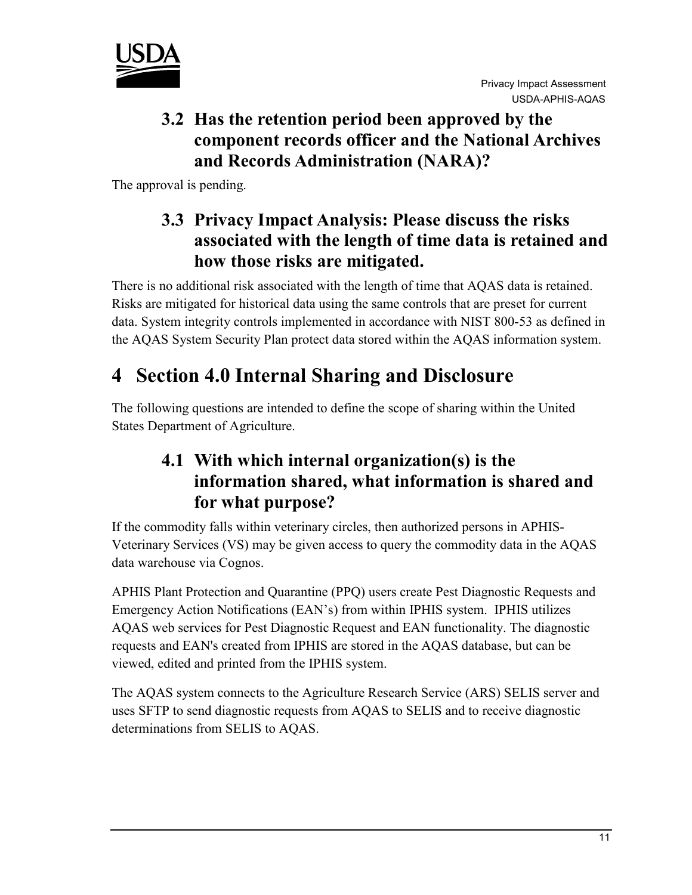### 3.2 Has the retention period been approved by the component records officer and the National Archives and Records Administration (NARA)?

The approval is pending.

### 3.3 Privacy Impact Analysis: Please discuss the risks associated with the length of time data is retained and how those risks are mitigated.

There is no additional risk associated with the length of time that AQAS data is retained. Risks are mitigated for historical data using the same controls that are preset for current data. System integrity controls implemented in accordance with NIST 800-53 as defined in the AQAS System Security Plan protect data stored within the AQAS information system.

# 4 Section 4.0 Internal Sharing and Disclosure

The following questions are intended to define the scope of sharing within the United States Department of Agriculture.

### 4.1 With which internal organization(s) is the information shared, what information is shared and for what purpose?

If the commodity falls within veterinary circles, then authorized persons in APHIS-Veterinary Services (VS) may be given access to query the commodity data in the AQAS data warehouse via Cognos.

APHIS Plant Protection and Quarantine (PPQ) users create Pest Diagnostic Requests and Emergency Action Notifications (EAN's) from within IPHIS system. IPHIS utilizes AQAS web services for Pest Diagnostic Request and EAN functionality. The diagnostic requests and EAN's created from IPHIS are stored in the AQAS database, but can be viewed, edited and printed from the IPHIS system.

The AQAS system connects to the Agriculture Research Service (ARS) SELIS server and uses SFTP to send diagnostic requests from AQAS to SELIS and to receive diagnostic determinations from SELIS to AQAS.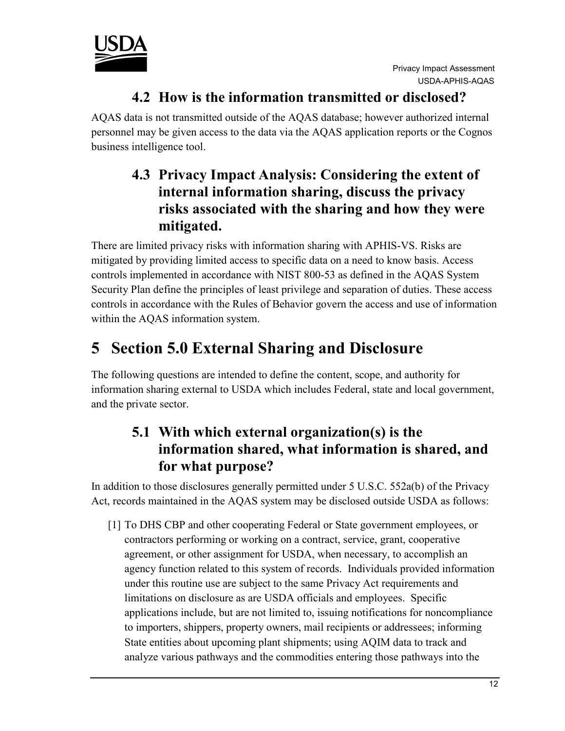### 4.2 How is the information transmitted or disclosed?

AQAS data is not transmitted outside of the AQAS database; however authorized internal personnel may be given access to the data via the AQAS application reports or the Cognos business intelligence tool.

### 4.3 Privacy Impact Analysis: Considering the extent of internal information sharing, discuss the privacy risks associated with the sharing and how they were mitigated.

There are limited privacy risks with information sharing with APHIS-VS. Risks are mitigated by providing limited access to specific data on a need to know basis. Access controls implemented in accordance with NIST 800-53 as defined in the AQAS System Security Plan define the principles of least privilege and separation of duties. These access controls in accordance with the Rules of Behavior govern the access and use of information within the AQAS information system.

# 5 Section 5.0 External Sharing and Disclosure

The following questions are intended to define the content, scope, and authority for information sharing external to USDA which includes Federal, state and local government, and the private sector.

### 5.1 With which external organization(s) is the information shared, what information is shared, and for what purpose?

In addition to those disclosures generally permitted under 5 U.S.C. 552a(b) of the Privacy Act, records maintained in the AQAS system may be disclosed outside USDA as follows:

[1] To DHS CBP and other cooperating Federal or State government employees, or contractors performing or working on a contract, service, grant, cooperative agreement, or other assignment for USDA, when necessary, to accomplish an agency function related to this system of records. Individuals provided information under this routine use are subject to the same Privacy Act requirements and limitations on disclosure as are USDA officials and employees. Specific applications include, but are not limited to, issuing notifications for noncompliance to importers, shippers, property owners, mail recipients or addressees; informing State entities about upcoming plant shipments; using AQIM data to track and analyze various pathways and the commodities entering those pathways into the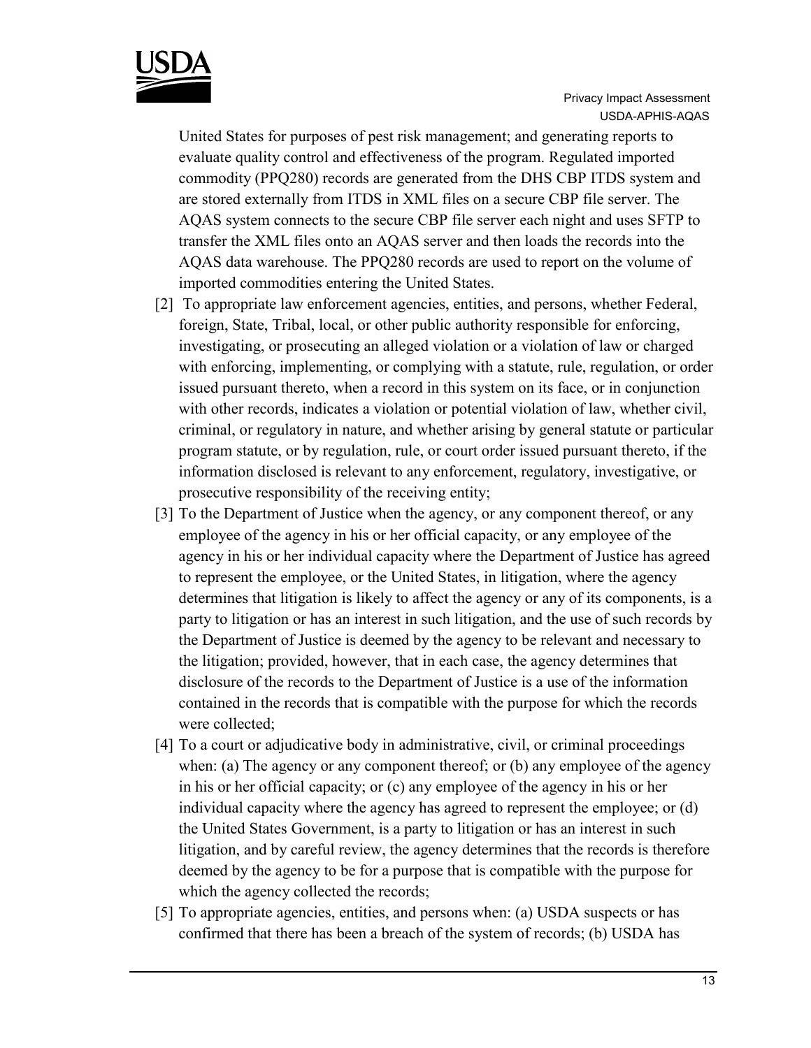United States for purposes of pest risk management; and generating reports to evaluate quality control and effectiveness of the program. Regulated imported commodity (PPQ280) records are generated from the DHS CBP ITDS system and are stored externally from ITDS in XML files on a secure CBP file server. The AQAS system connects to the secure CBP file server each night and uses SFTP to transfer the XML files onto an AQAS server and then loads the records into the AQAS data warehouse. The PPQ280 records are used to report on the volume of imported commodities entering the United States.

[2] To appropriate law enforcement agencies, entities, and persons, whether Federal, foreign, State, Tribal, local, or other public authority responsible for enforcing, investigating, or prosecuting an alleged violation or a violation of law or charged with enforcing, implementing, or complying with a statute, rule, regulation, or order issued pursuant thereto, when a record in this system on its face, or in conjunction with other records, indicates a violation or potential violation of law, whether civil, criminal, or regulatory in nature, and whether arising by general statute or particular program statute, or by regulation, rule, or court order issued pursuant thereto, if the information disclosed is relevant to any enforcement, regulatory, investigative, or prosecutive responsibility of the receiving entity;

[3] To the Department of Justice when the agency, or any component thereof, or any employee of the agency in his or her official capacity, or any employee of the agency in his or her individual capacity where the Department of Justice has agreed to represent the employee, or the United States, in litigation, where the agency determines that litigation is likely to affect the agency or any of its components, is a party to litigation or has an interest in such litigation, and the use of such records by the Department of Justice is deemed by the agency to be relevant and necessary to the litigation; provided, however, that in each case, the agency determines that disclosure of the records to the Department of Justice is a use of the information contained in the records that is compatible with the purpose for which the records were collected;

[4] To a court or adjudicative body in administrative, civil, or criminal proceedings when: (a) The agency or any component thereof; or (b) any employee of the agency in his or her official capacity; or (c) any employee of the agency in his or her individual capacity where the agency has agreed to represent the employee; or (d) the United States Government, is a party to litigation or has an interest in such litigation, and by careful review, the agency determines that the records is therefore deemed by the agency to be for a purpose that is compatible with the purpose for which the agency collected the records;

[5] To appropriate agencies, entities, and persons when: (a) USDA suspects or has confirmed that there has been a breach of the system of records; (b) USDA has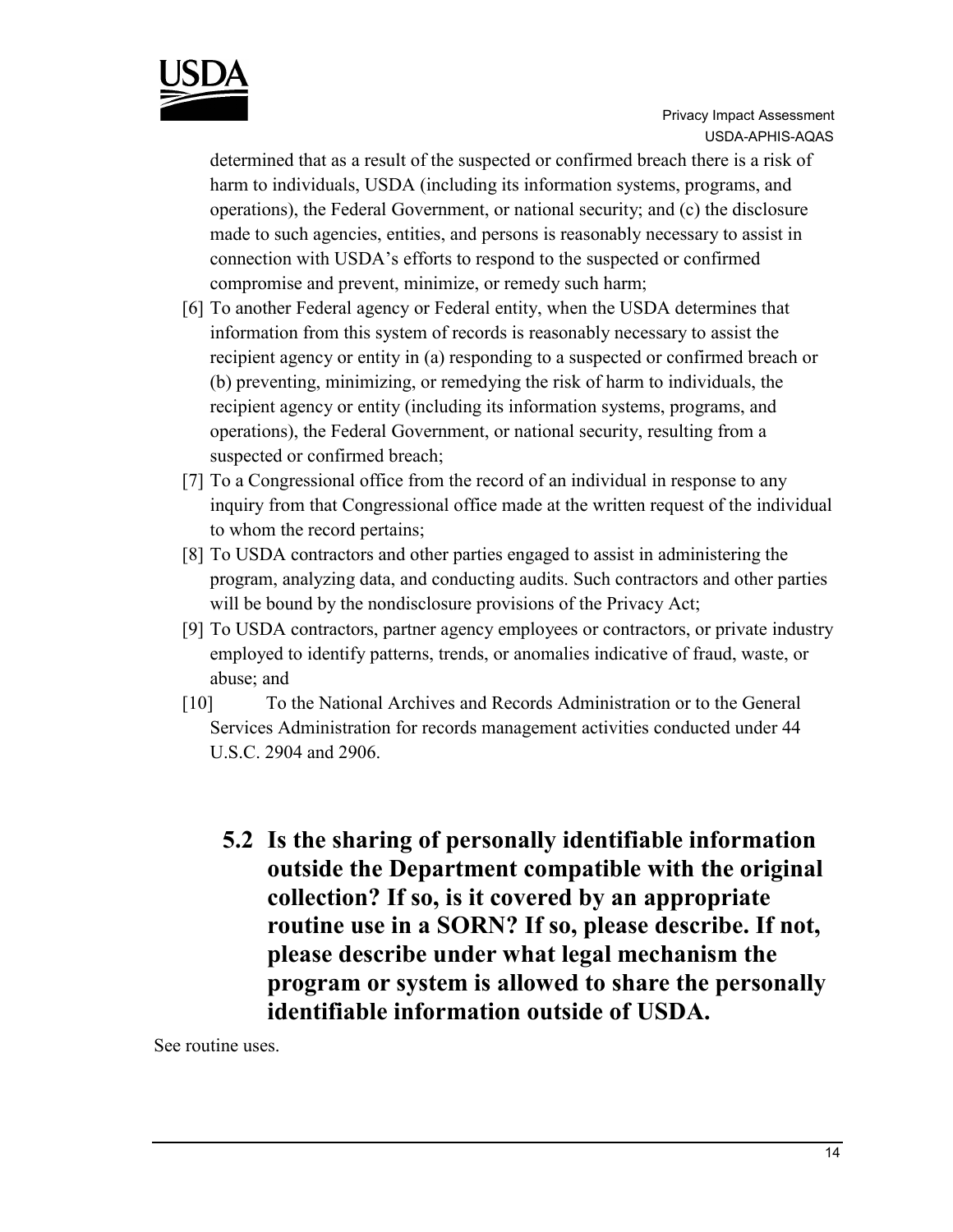determined that as a result of the suspected or confirmed breach there is a risk of harm to individuals, USDA (including its information systems, programs, and operations), the Federal Government, or national security; and (c) the disclosure made to such agencies, entities, and persons is reasonably necessary to assist in connection with USDA's efforts to respond to the suspected or confirmed compromise and prevent, minimize, or remedy such harm;

[6] To another Federal agency or Federal entity, when the USDA determines that information from this system of records is reasonably necessary to assist the recipient agency or entity in (a) responding to a suspected or confirmed breach or (b) preventing, minimizing, or remedying the risk of harm to individuals, the recipient agency or entity (including its information systems, programs, and operations), the Federal Government, or national security, resulting from a suspected or confirmed breach;

[7] To a Congressional office from the record of an individual in response to any inquiry from that Congressional office made at the written request of the individual to whom the record pertains;

[8] To USDA contractors and other parties engaged to assist in administering the program, analyzing data, and conducting audits. Such contractors and other parties will be bound by the nondisclosure provisions of the Privacy Act;

[9] To USDA contractors, partner agency employees or contractors, or private industry employed to identify patterns, trends, or anomalies indicative of fraud, waste, or abuse; and

[10] To the National Archives and Records Administration or to the General Services Administration for records management activities conducted under 44 U.S.C. 2904 and 2906.

### 5.2 Is the sharing of personally identifiable information outside the Department compatible with the original collection? If so, is it covered by an appropriate routine use in a SORN? If so, please describe. If not, please describe under what legal mechanism the program or system is allowed to share the personally identifiable information outside of USDA.

See routine uses.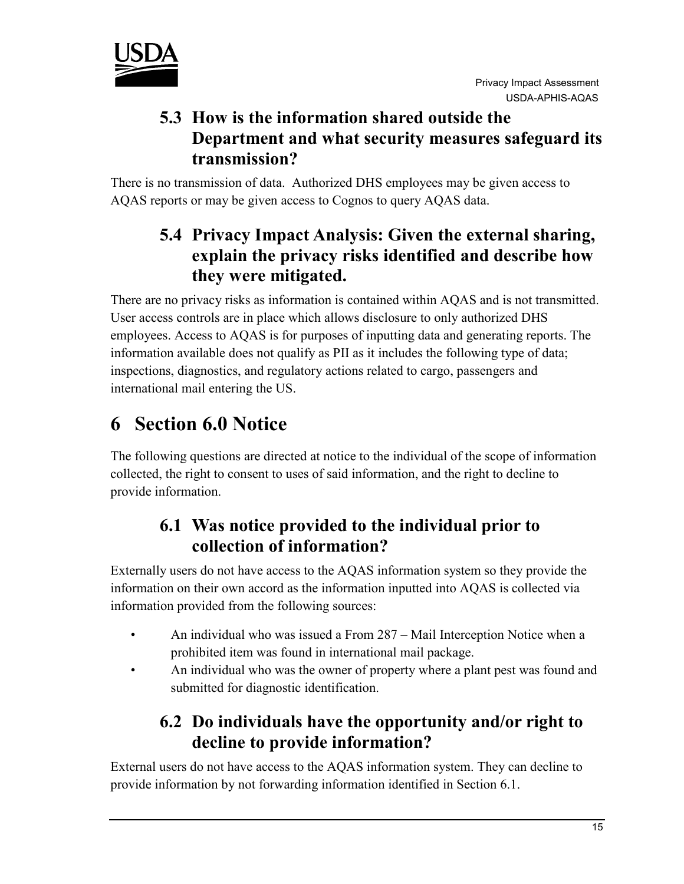### 5.3 How is the information shared outside the Department and what security measures safeguard its transmission?

There is no transmission of data. Authorized DHS employees may be given access to AQAS reports or may be given access to Cognos to query AQAS data.

### 5.4 Privacy Impact Analysis: Given the external sharing, explain the privacy risks identified and describe how they were mitigated.

There are no privacy risks as information is contained within AQAS and is not transmitted. User access controls are in place which allows disclosure to only authorized DHS employees. Access to AQAS is for purposes of inputting data and generating reports. The information available does not qualify as PII as it includes the following type of data; inspections, diagnostics, and regulatory actions related to cargo, passengers and international mail entering the US.

# 6 Section 6.0 Notice

The following questions are directed at notice to the individual of the scope of information collected, the right to consent to uses of said information, and the right to decline to provide information.

### 6.1 Was notice provided to the individual prior to collection of information?

Externally users do not have access to the AQAS information system so they provide the information on their own accord as the information inputted into AQAS is collected via information provided from the following sources:

- An individual who was issued a From 287 – Mail Interception Notice when a prohibited item was found in international mail package.
- An individual who was the owner of property where a plant pest was found and submitted for diagnostic identification.

### 6.2 Do individuals have the opportunity and/or right to decline to provide information?

External users do not have access to the AQAS information system. They can decline to provide information by not forwarding information identified in Section 6.1.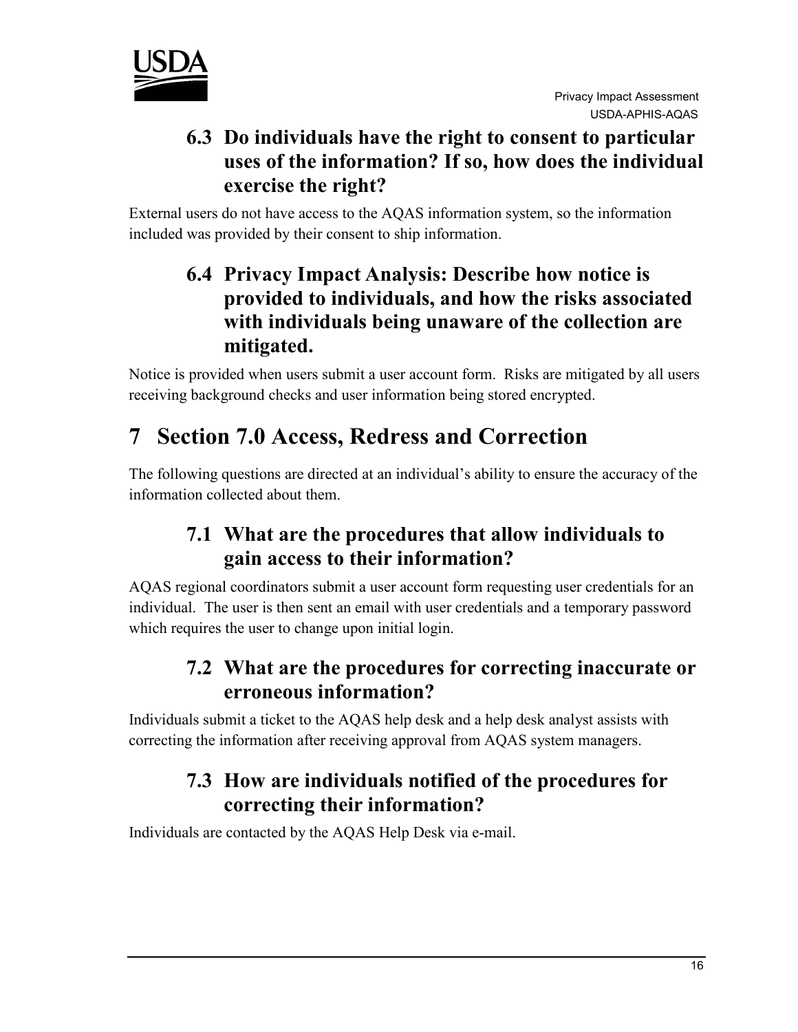### 6.3 Do individuals have the right to consent to particular uses of the information? If so, how does the individual exercise the right?

External users do not have access to the AQAS information system, so the information included was provided by their consent to ship information.

### 6.4 Privacy Impact Analysis: Describe how notice is provided to individuals, and how the risks associated with individuals being unaware of the collection are mitigated.

Notice is provided when users submit a user account form. Risks are mitigated by all users receiving background checks and user information being stored encrypted.

# 7 Section 7.0 Access, Redress and Correction

The following questions are directed at an individual's ability to ensure the accuracy of the information collected about them.

### 7.1 What are the procedures that allow individuals to gain access to their information?

AQAS regional coordinators submit a user account form requesting user credentials for an individual. The user is then sent an email with user credentials and a temporary password which requires the user to change upon initial login.

### 7.2 What are the procedures for correcting inaccurate or erroneous information?

Individuals submit a ticket to the AQAS help desk and a help desk analyst assists with correcting the information after receiving approval from AQAS system managers.

### 7.3 How are individuals notified of the procedures for correcting their information?

Individuals are contacted by the AQAS Help Desk via e-mail.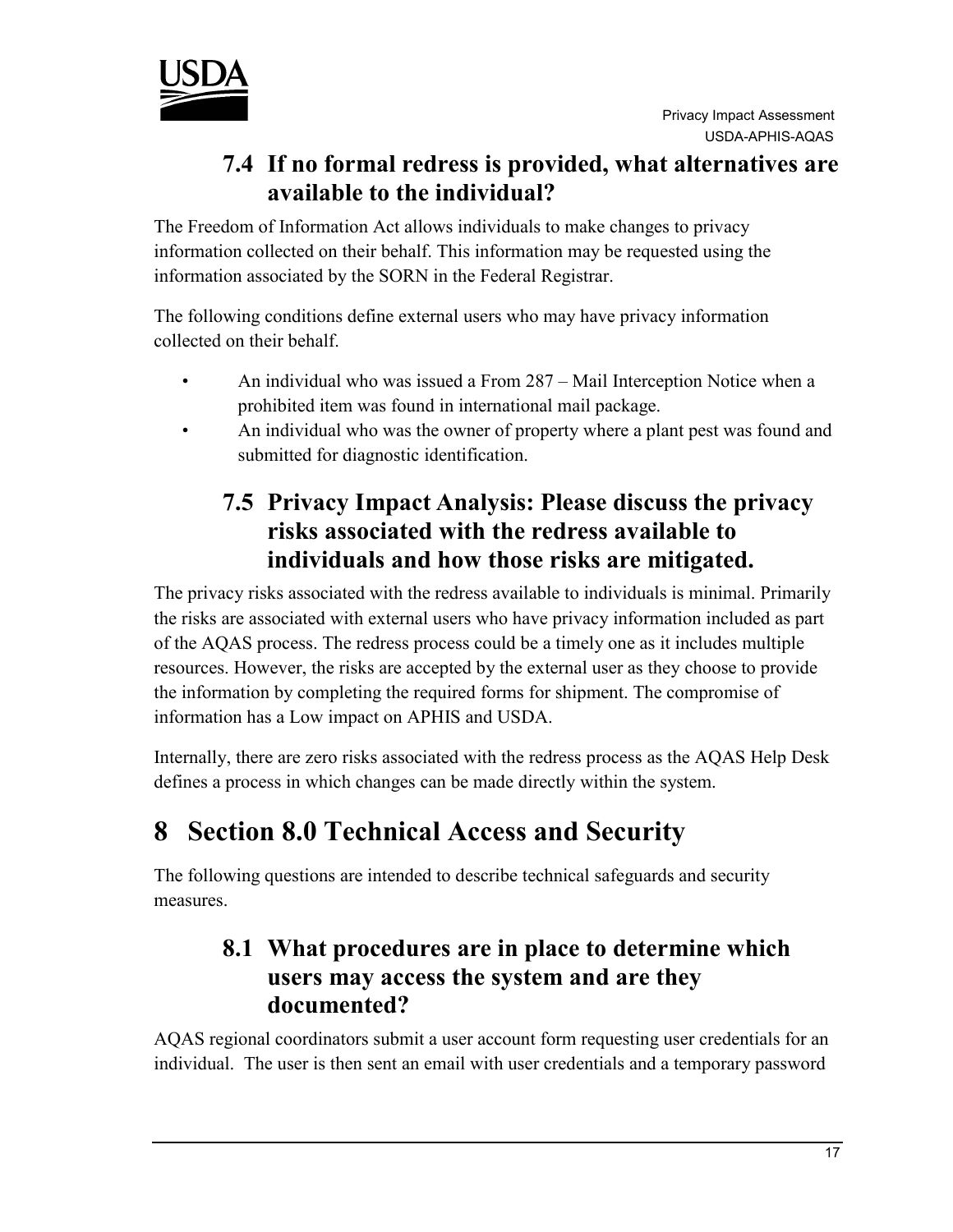### 7.4 If no formal redress is provided, what alternatives are available to the individual?

The Freedom of Information Act allows individuals to make changes to privacy information collected on their behalf. This information may be requested using the information associated by the SORN in the Federal Registrar.

The following conditions define external users who may have privacy information collected on their behalf.

- An individual who was issued a From 287 – Mail Interception Notice when a prohibited item was found in international mail package.
- An individual who was the owner of property where a plant pest was found and submitted for diagnostic identification.

### 7.5 Privacy Impact Analysis: Please discuss the privacy risks associated with the redress available to individuals and how those risks are mitigated.

The privacy risks associated with the redress available to individuals is minimal. Primarily the risks are associated with external users who have privacy information included as part of the AQAS process. The redress process could be a timely one as it includes multiple resources. However, the risks are accepted by the external user as they choose to provide the information by completing the required forms for shipment. The compromise of information has a Low impact on APHIS and USDA.

Internally, there are zero risks associated with the redress process as the AQAS Help Desk defines a process in which changes can be made directly within the system.

# 8 Section 8.0 Technical Access and Security

The following questions are intended to describe technical safeguards and security measures.

### 8.1 What procedures are in place to determine which users may access the system and are they documented?

AQAS regional coordinators submit a user account form requesting user credentials for an individual. The user is then sent an email with user credentials and a temporary password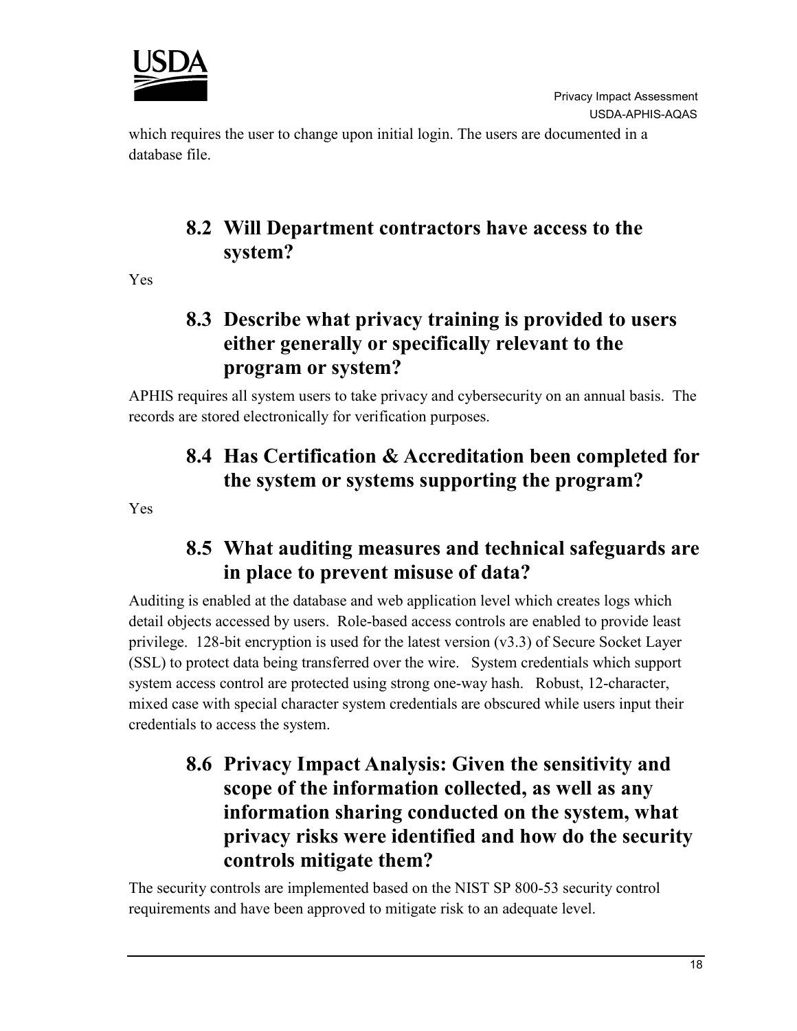which requires the user to change upon initial login. The users are documented in a database file.

## 8.2 Will Department contractors have access to the system?

Yes

## 8.3 Describe what privacy training is provided to users either generally or specifically relevant to the program or system?

APHIS requires all system users to take privacy and cybersecurity on an annual basis. The records are stored electronically for verification purposes.

## 8.4 Has Certification & Accreditation been completed for the system or systems supporting the program?

Yes

## 8.5 What auditing measures and technical safeguards are in place to prevent misuse of data?

Auditing is enabled at the database and web application level which creates logs which detail objects accessed by users. Role-based access controls are enabled to provide least privilege. 128-bit encryption is used for the latest version (v3.3) of Secure Socket Layer (SSL) to protect data being transferred over the wire. System credentials which support system access control are protected using strong one-way hash. Robust, 12-character, mixed case with special character system credentials are obscured while users input their credentials to access the system.

## 8.6 Privacy Impact Analysis: Given the sensitivity and scope of the information collected, as well as any information sharing conducted on the system, what privacy risks were identified and how do the security controls mitigate them?

The security controls are implemented based on the NIST SP 800-53 security control requirements and have been approved to mitigate risk to an adequate level.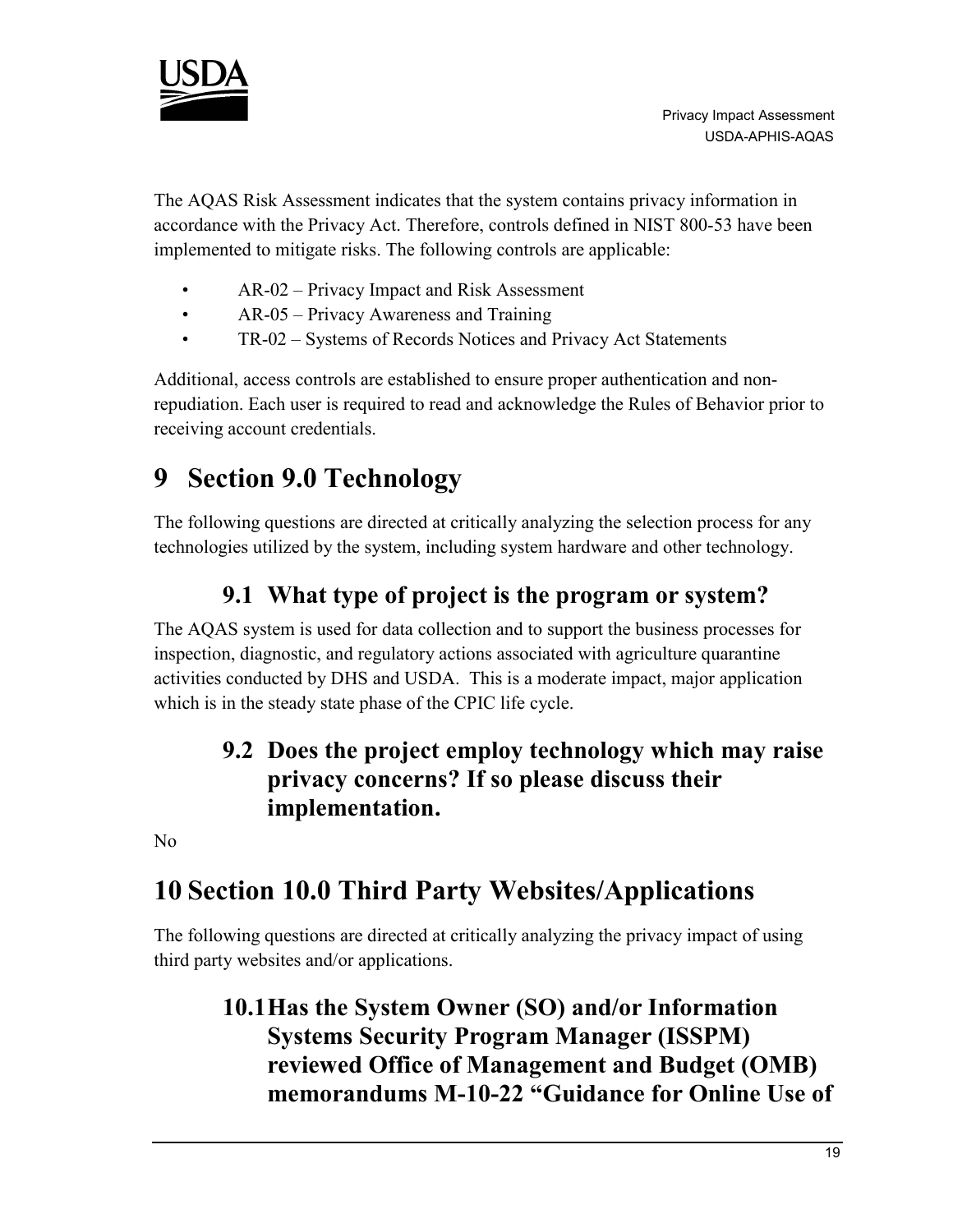The AQAS Risk Assessment indicates that the system contains privacy information in accordance with the Privacy Act. Therefore, controls defined in NIST 800-53 have been implemented to mitigate risks. The following controls are applicable:

- AR-02 – Privacy Impact and Risk Assessment
- AR-05 – Privacy Awareness and Training
- TR-02 – Systems of Records Notices and Privacy Act Statements

Additional, access controls are established to ensure proper authentication and non-repudiation. Each user is required to read and acknowledge the Rules of Behavior prior to receiving account credentials.

# 9 Section 9.0 Technology

The following questions are directed at critically analyzing the selection process for any technologies utilized by the system, including system hardware and other technology.

## 9.1 What type of project is the program or system?

The AQAS system is used for data collection and to support the business processes for inspection, diagnostic, and regulatory actions associated with agriculture quarantine activities conducted by DHS and USDA. This is a moderate impact, major application which is in the steady state phase of the CPIC life cycle.

## 9.2 Does the project employ technology which may raise privacy concerns? If so please discuss their implementation.

No

# 10 Section 10.0 Third Party Websites/Applications

The following questions are directed at critically analyzing the privacy impact of using third party websites and/or applications.

## 10.1 Has the System Owner (SO) and/or Information Systems Security Program Manager (ISSPM) reviewed Office of Management and Budget (OMB) memorandums M-10-22 “Guidance for Online Use of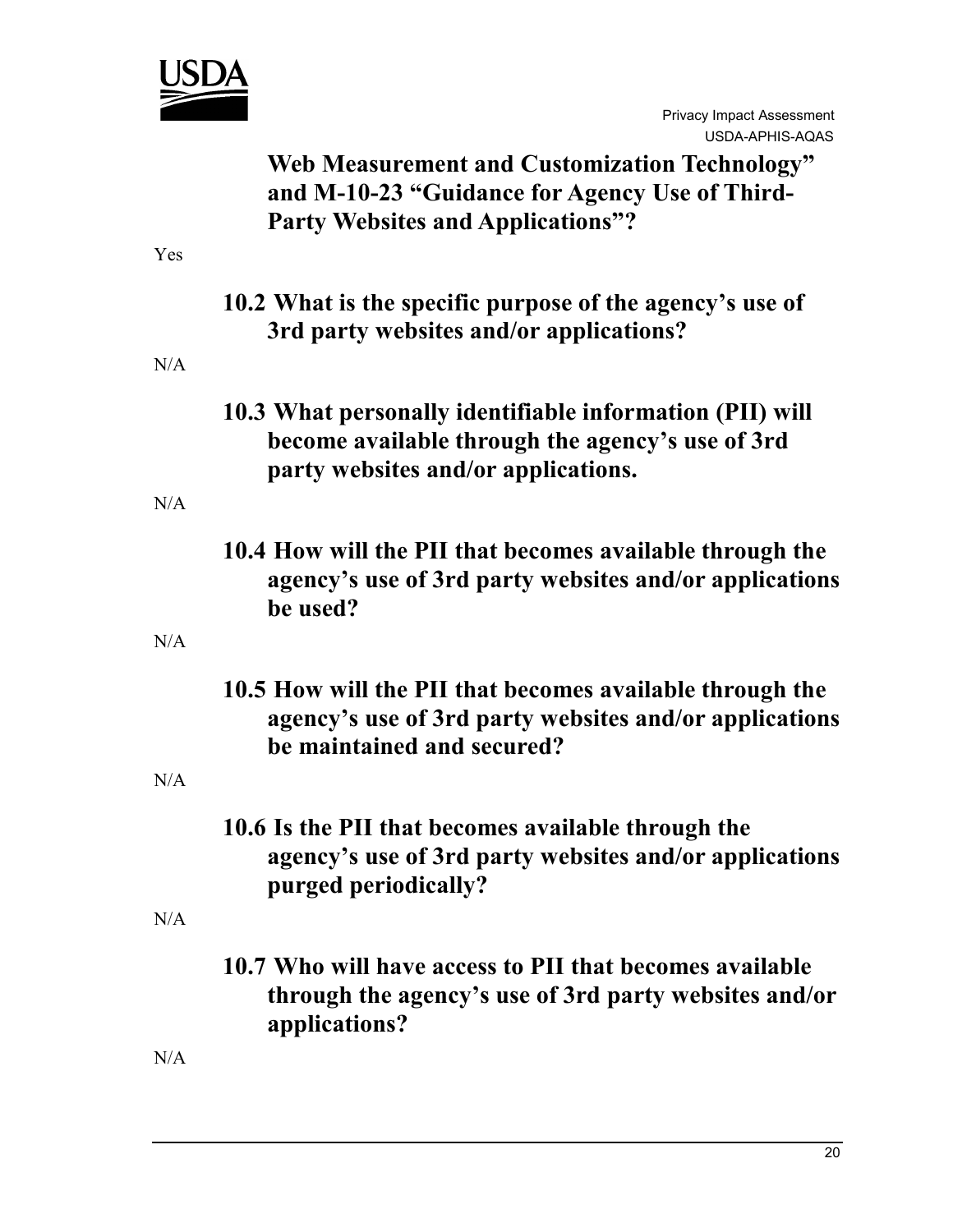**Web Measurement and Customization Technology" and M-10-23 "Guidance for Agency Use of Third-Party Websites and Applications"?**

Yes

### 10.2 What is the specific purpose of the agency's use of 3rd party websites and/or applications?

N/A

### 10.3 What personally identifiable information (PII) will become available through the agency's use of 3rd party websites and/or applications.

N/A

### 10.4 How will the PII that becomes available through the agency's use of 3rd party websites and/or applications be used?

N/A

### 10.5 How will the PII that becomes available through the agency's use of 3rd party websites and/or applications be maintained and secured?

N/A

### 10.6 Is the PII that becomes available through the agency's use of 3rd party websites and/or applications purged periodically?

N/A

### 10.7 Who will have access to PII that becomes available through the agency's use of 3rd party websites and/or applications?

N/A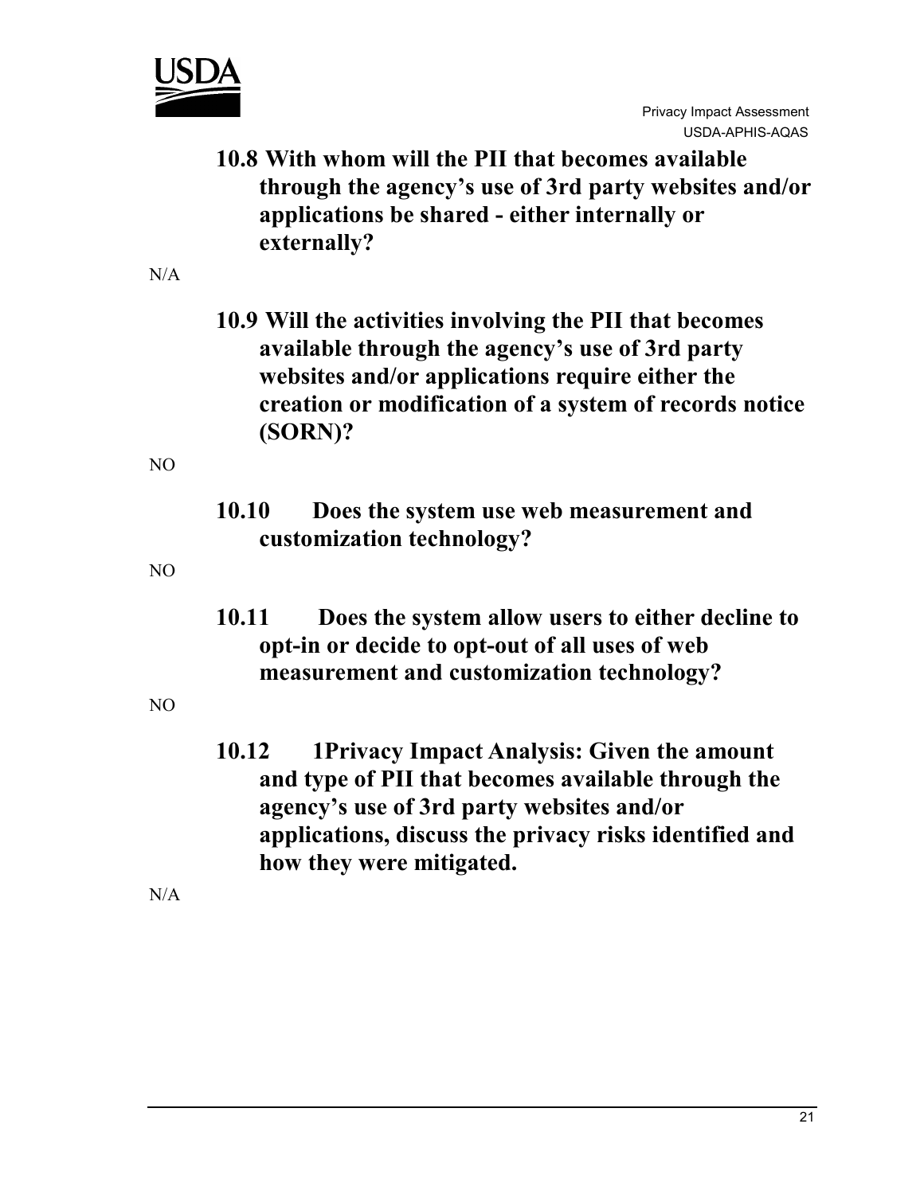### 10.8 With whom will the PII that becomes available through the agency's use of 3rd party websites and/or applications be shared - either internally or externally?

N/A

### 10.9 Will the activities involving the PII that becomes available through the agency's use of 3rd party websites and/or applications require either the creation or modification of a system of records notice (SORN)?

NO

### 10.10 Does the system use web measurement and customization technology?

NO

### 10.11 Does the system allow users to either decline to opt-in or decide to opt-out of all uses of web measurement and customization technology?

NO

### 10.12 1Privacy Impact Analysis: Given the amount and type of PII that becomes available through the agency's use of 3rd party websites and/or applications, discuss the privacy risks identified and how they were mitigated.

N/A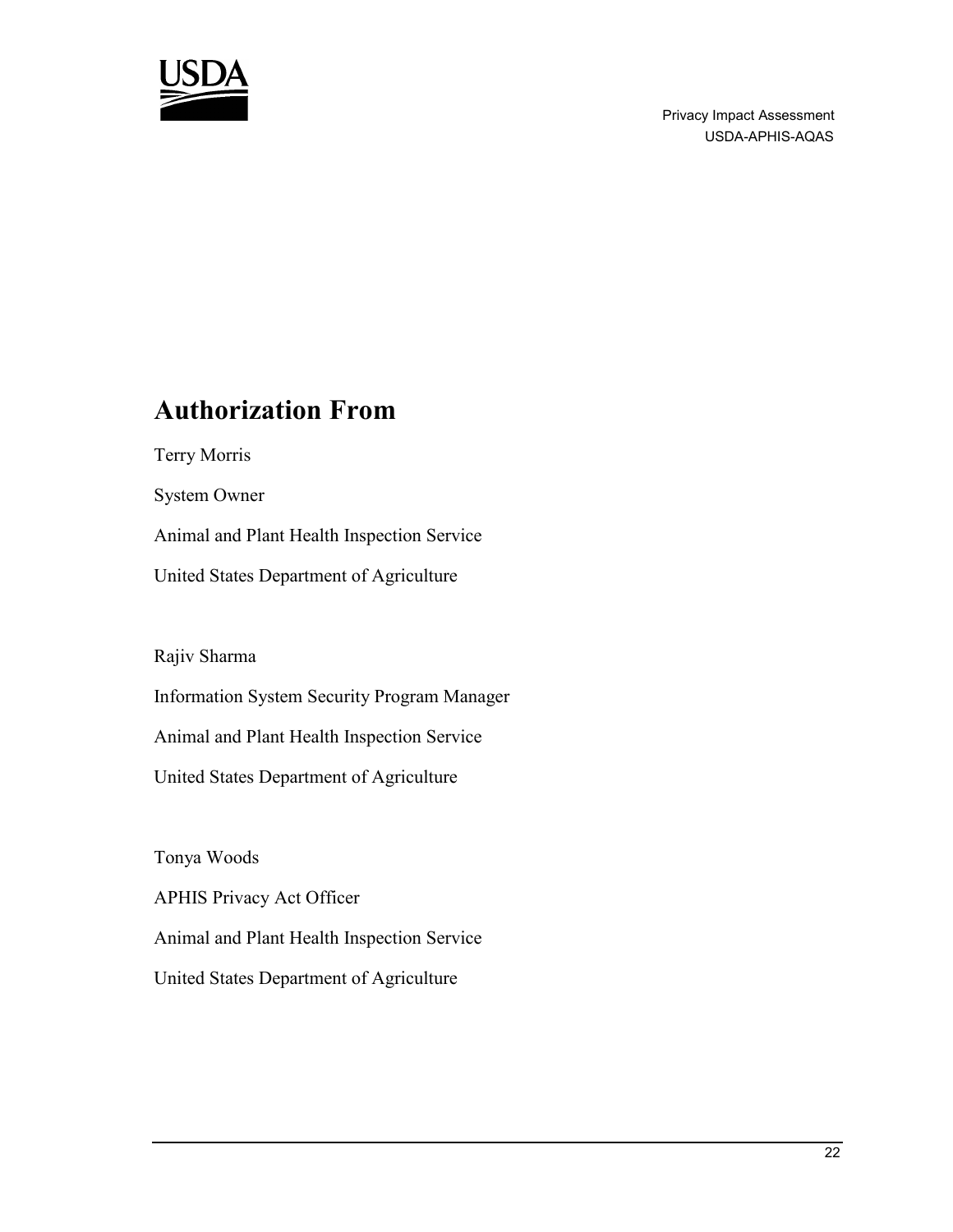# Authorization From

Terry Morris

System Owner

Animal and Plant Health Inspection Service

United States Department of Agriculture

Rajiv Sharma

Information System Security Program Manager

Animal and Plant Health Inspection Service

United States Department of Agriculture

Tonya Woods

APHIS Privacy Act Officer

Animal and Plant Health Inspection Service

United States Department of Agriculture